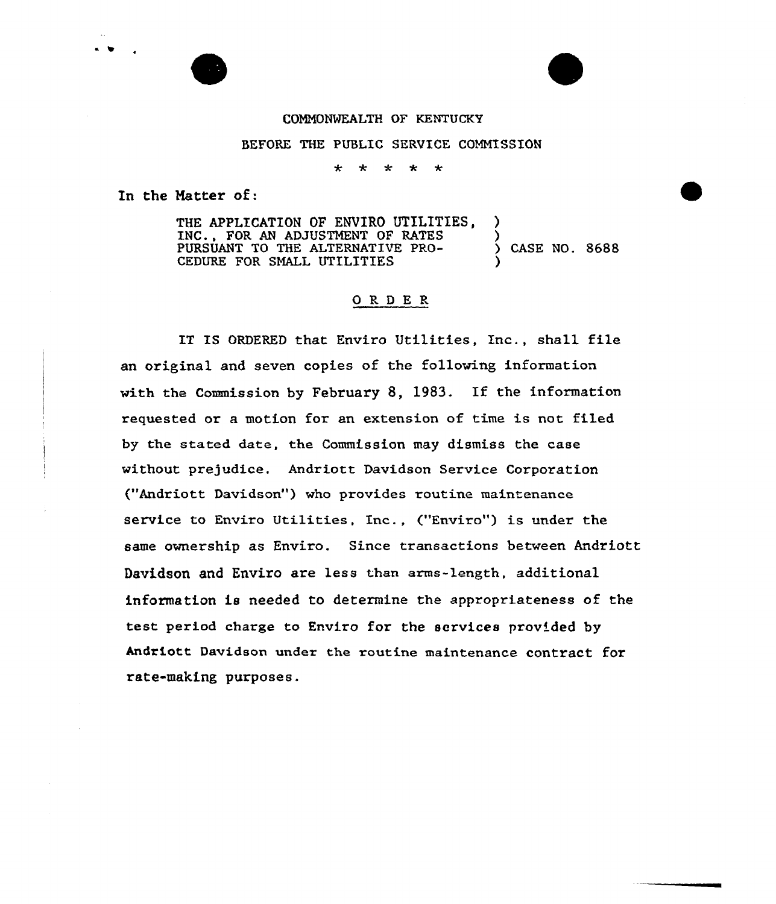COMMONWEALTH OF KENTUCKY

BEFORE THE PUBLIC SERVICE COMMISSION

\* \* \* \* \*

In the Matter of:

THE APPLICATION OF ENVIRO UTILITIES, INC., FOR AN ADJUSTMENT OF RATES PURSUANT TO THE ALTERNATIVE PROCEDURE FOR SMALL UTILITIES ) CASE NO. 8688

## ORDER

IT IS ORDERED that Enviro Utilities, Inc., shall file an original and seven copies of the following information with the Commission by February 8, 1983. If the information requested or a motion for an extension of time is not filed by the stated date, the Commission may dismiss the case without prejudice. Andriott Davidson Service Corporation ("Andriott Davidson") who provides routine maintenance service to Enviro Utilities, Inc., ("Enviro") is under the same ownership as Enviro. Since transactions between Andriott Davidson and Enviro are less than arms-length, additional information is needed to determine the appropriateness of the test period charge to Enviro for the services provided by Andriott Davidson under the routine maintenance contract for rate-making purposes.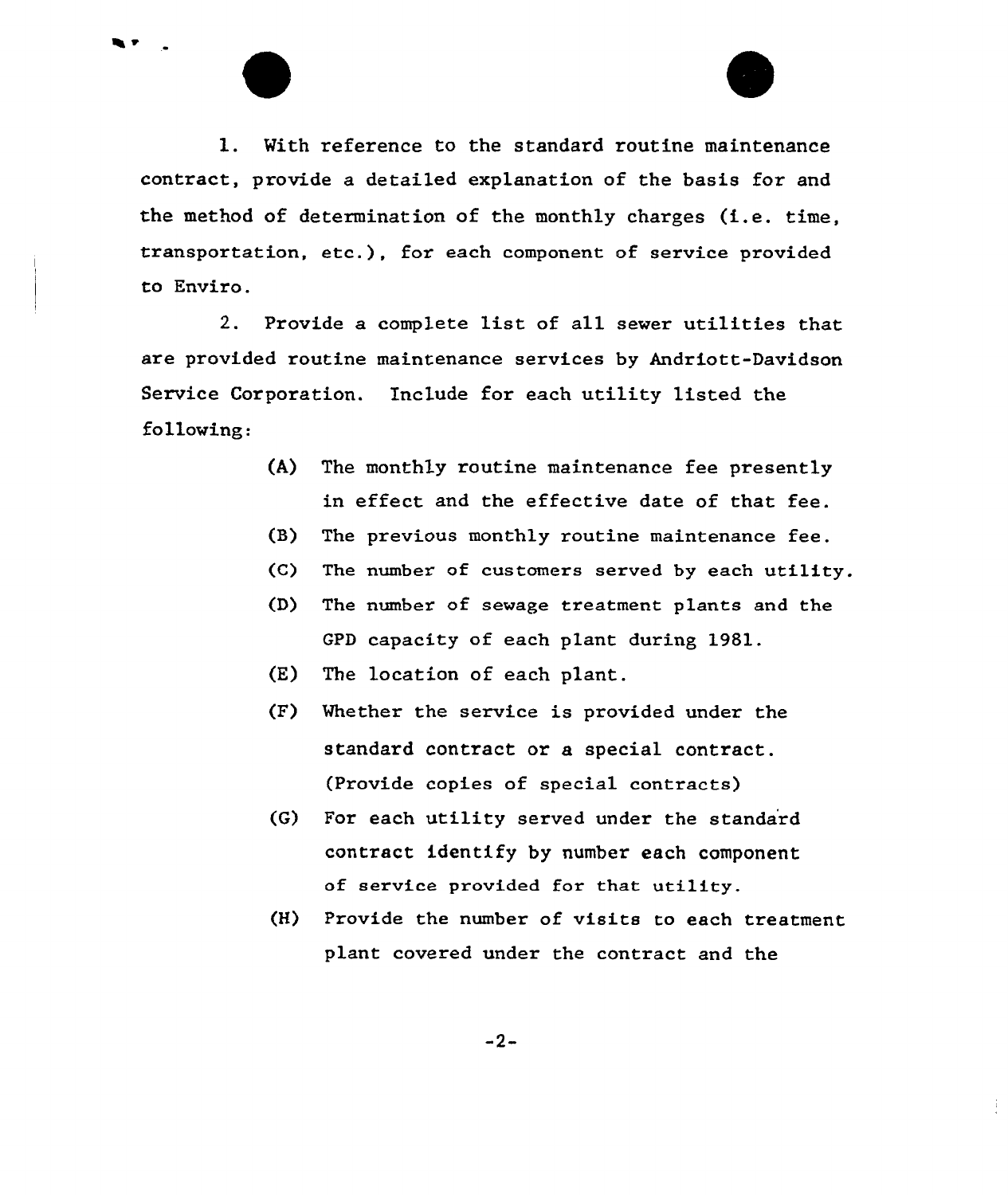1. With reference to the standard routine maintenance contract, provide a detailed explanation of the basis for and the method of determination of the monthly charges (i.e. time, transportation, etc.), for each component of service provided to Enviro.

2. Provide a complete list of all sewer utilities that are provided routine maintenance services by Andriott-Davidson Service Corporation. Include for each utility listed the following:

   (A) The monthly routine maintenance fee presently in effect and the effective date of that fee.

   (B) The previous monthly routine maintenance fee.

   (C) The number of customers served by each utility.

   (D) The number of sewage treatment plants and the GPD capacity of each plant during 1981.

   (E) The location of each plant.

   (F) Whether the service is provided under the standard contract or a special contract. (Provide copies of special contracts)

   (G) For each utility served under the standard contract identify by number each component of service provided for that utility.

   (H) Provide the number of visits to each treatment plant covered under the contract and the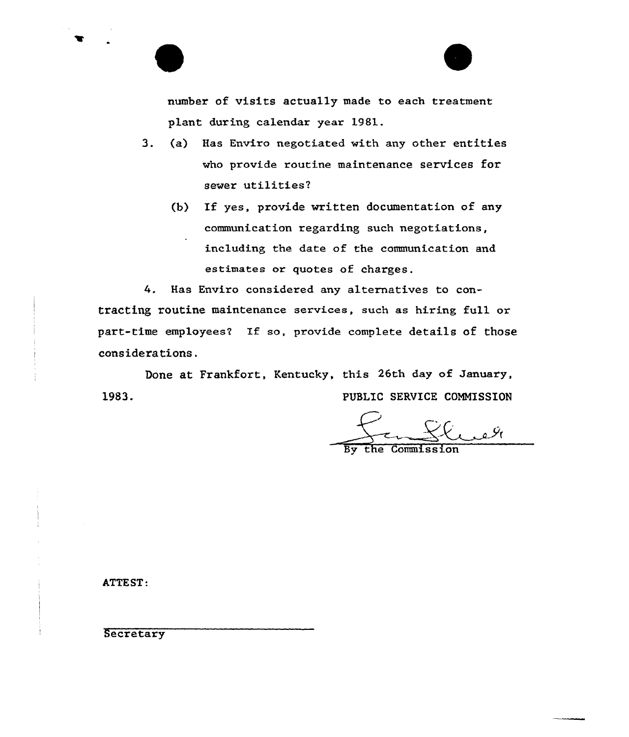number of visits actually made to each treatment plant during calendar year 1981.

3. (a) Has Enviro negotiated with any other entities who provide routine maintenance services for sewer utilities?

   (b) If yes, provide written documentation of any communication regarding such negotiations, including the date of the communication and estimates or quotes of charges.

4. Has Enviro considered any alternatives to contracting routine maintenance services, such as hiring full or part-time employees? If so, provide complete details of those considerations.

Done at Frankfort, Kentucky, this 26th day of January, 1983.

PUBLIC SERVICE COMMISSION

By the Commission

ATTEST:

Secretary